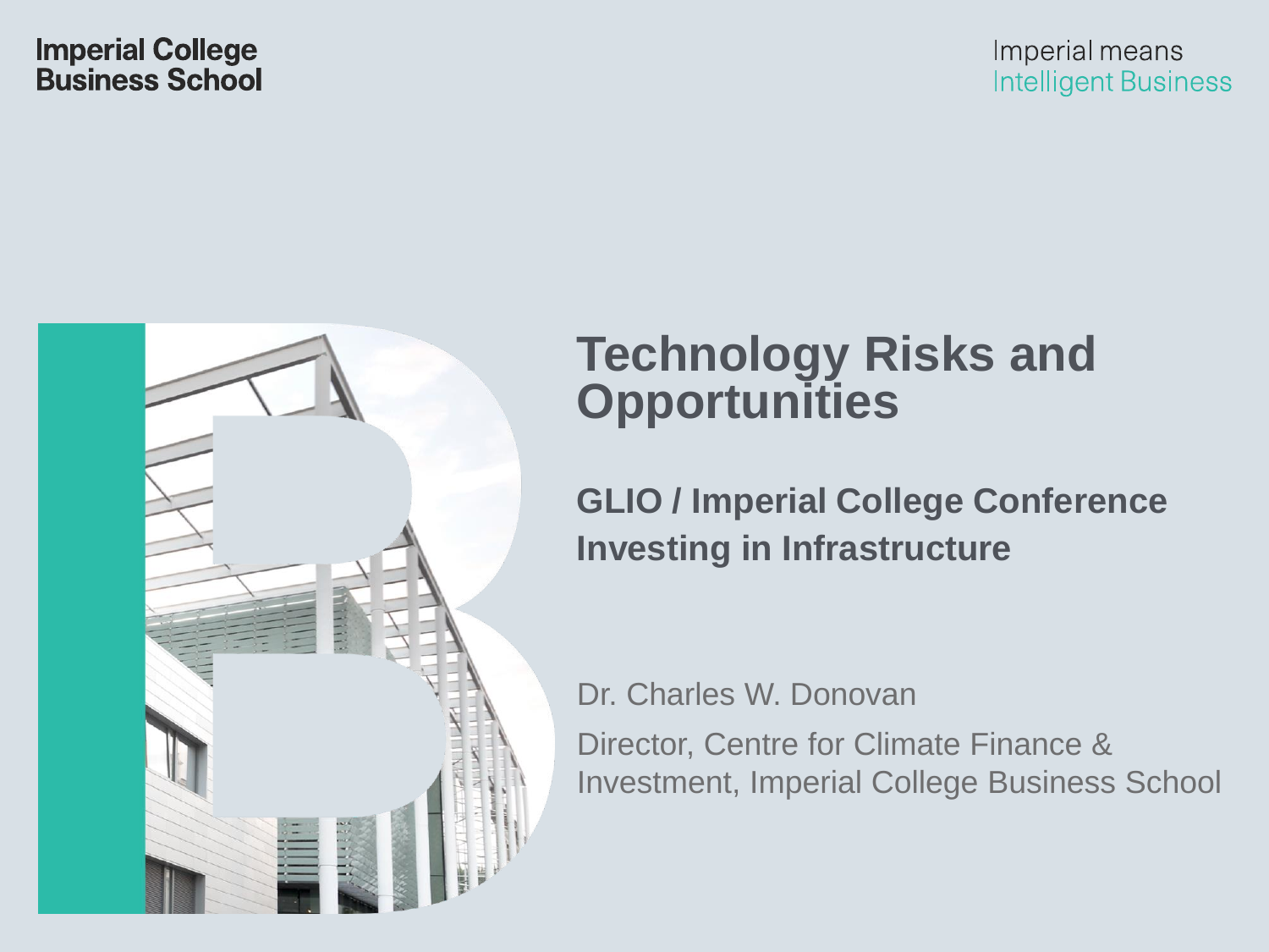Imperial College Business School

Imperial means Intelligent Business

# Technology Risks and Opportunities

## GLIO / Imperial College Conference Investing in Infrastructure

Dr. Charles W. Donovan

Director, Centre for Climate Finance & Investment, Imperial College Business School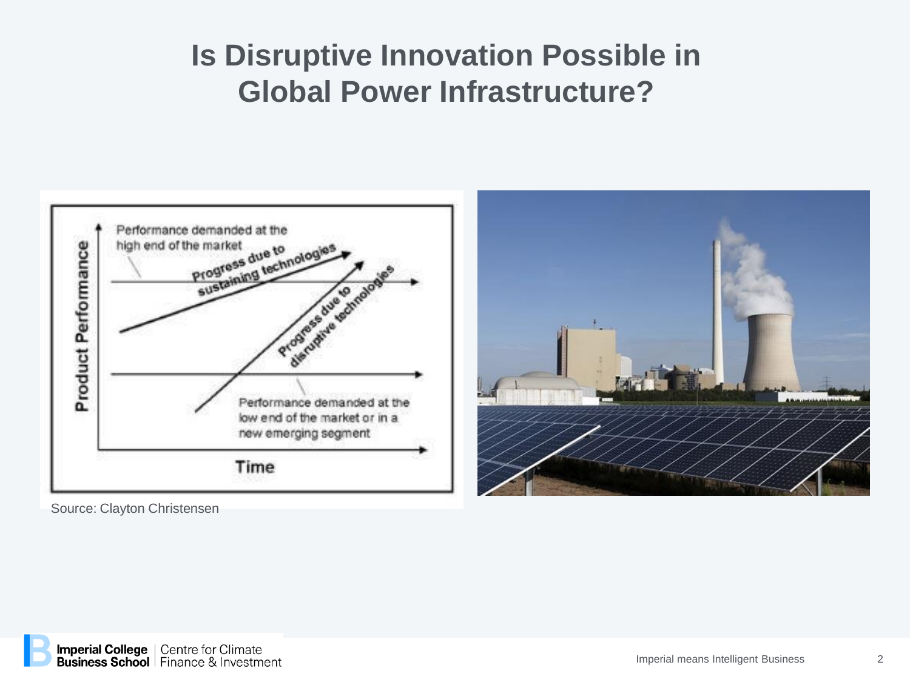# Is Disruptive Innovation Possible in Global Power Infrastructure?

Performance demanded at the high end of the market

Progress due to sustaining technologies

Progress due to disruptive technologies

Performance demanded at the low end of the market or in a new emerging segment

Product Performance

Time

Source: Clayton Christensen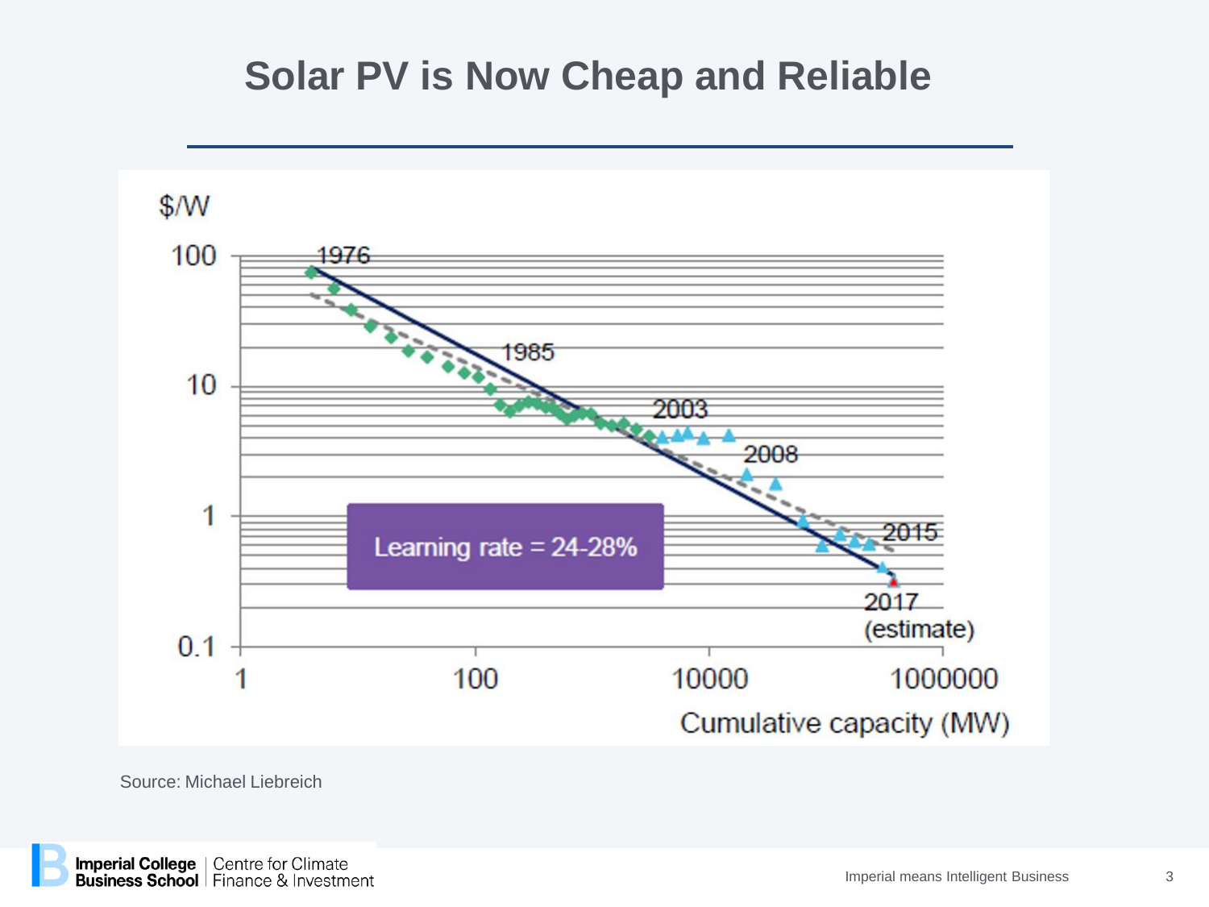# Solar PV is Now Cheap and Reliable

$/W

| | |
|---|---|
| 1976 | |
| 1985 | |
| 2003 | |
| 2008 | |
| 2015 | |
| 2017 (estimate) | |

Learning rate = 24-28%

Cumulative capacity (MW)

Source: Michael Liebreich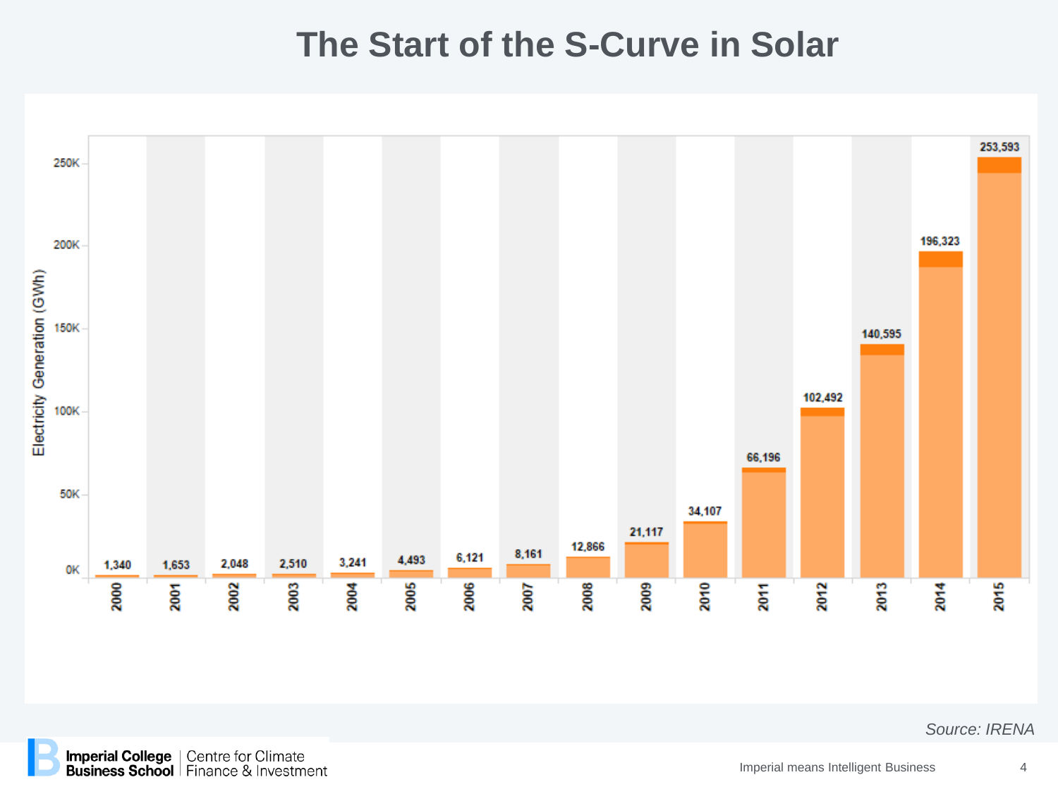# The Start of the S-Curve in Solar

| Year | Electricity Generation (GWh) |
| --- | --- |
| 2000 | 1,340 |
| 2001 | 1,653 |
| 2002 | 2,048 |
| 2003 | 2,510 |
| 2004 | 3,241 |
| 2005 | 4,493 |
| 2006 | 6,121 |
| 2007 | 8,161 |
| 2008 | 12,866 |
| 2009 | 21,117 |
| 2010 | 34,107 |
| 2011 | 66,196 |
| 2012 | 102,492 |
| 2013 | 140,595 |
| 2014 | 196,323 |
| 2015 | 253,593 |

*Source: IRENA*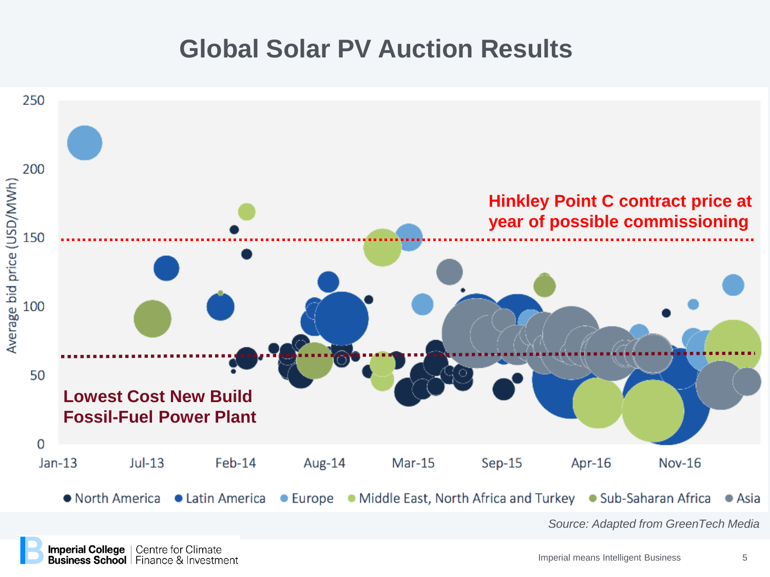# Global Solar PV Auction Results

Hinkley Point C contract price at year of possible commissioning

Lowest Cost New Build Fossil-Fuel Power Plant

Average bid price (USD/MWh)

250, 200, 150, 100, 50, 0

Jan-13, Jul-13, Feb-14, Aug-14, Mar-15, Sep-15, Apr-16, Nov-16

● North America ● Latin America ● Europe ● Middle East, North Africa and Turkey ● Sub-Saharan Africa ● Asia

*Source: Adapted from GreenTech Media*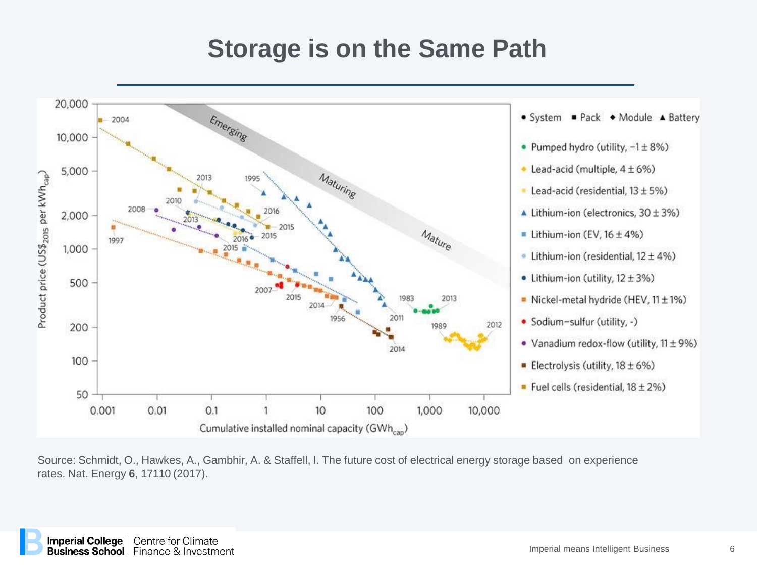# Storage is on the Same Path

Source: Schmidt, O., Hawkes, A., Gambhir, A. & Staffell, I. The future cost of electrical energy storage based on experience rates. Nat. Energy **6**, 17110 (2017).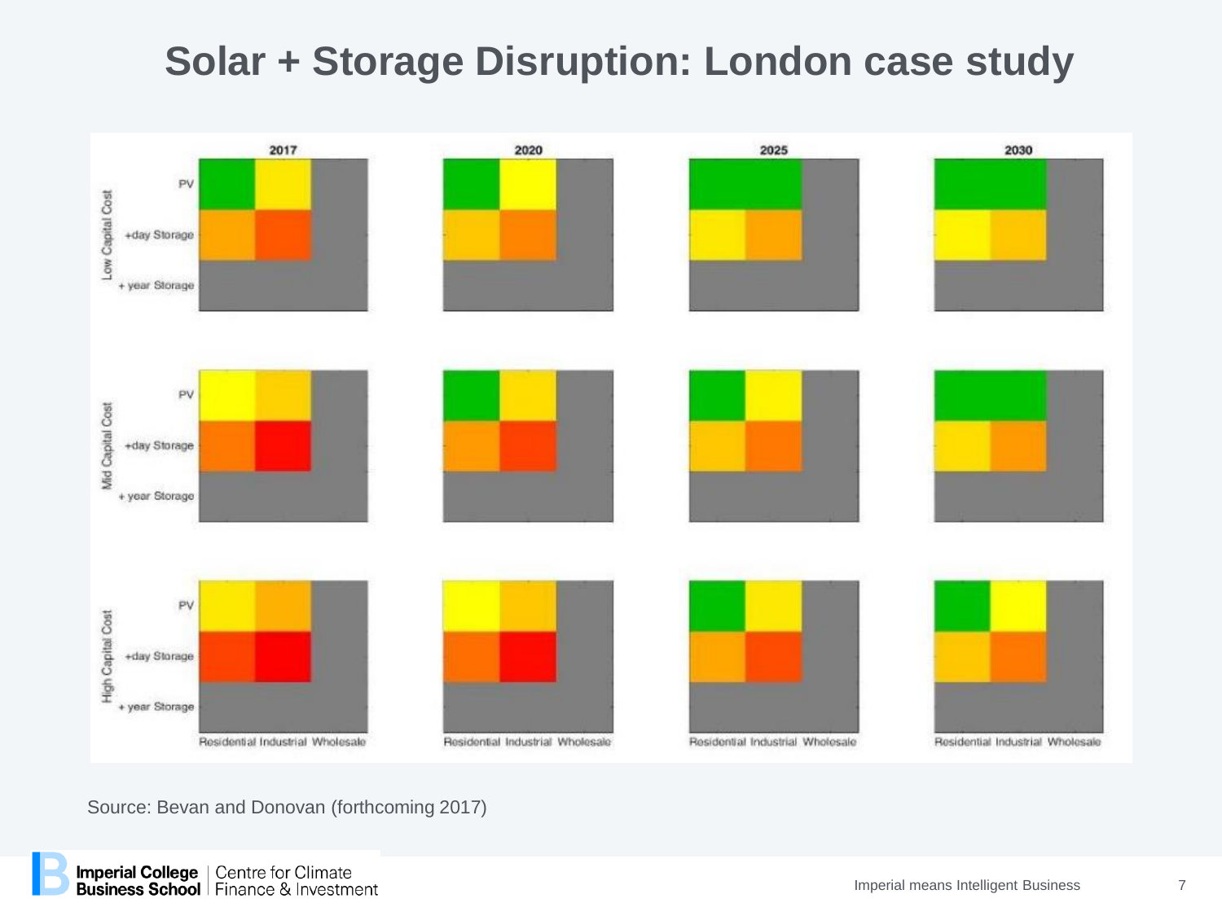# Solar + Storage Disruption: London case study

Source: Bevan and Donovan (forthcoming 2017)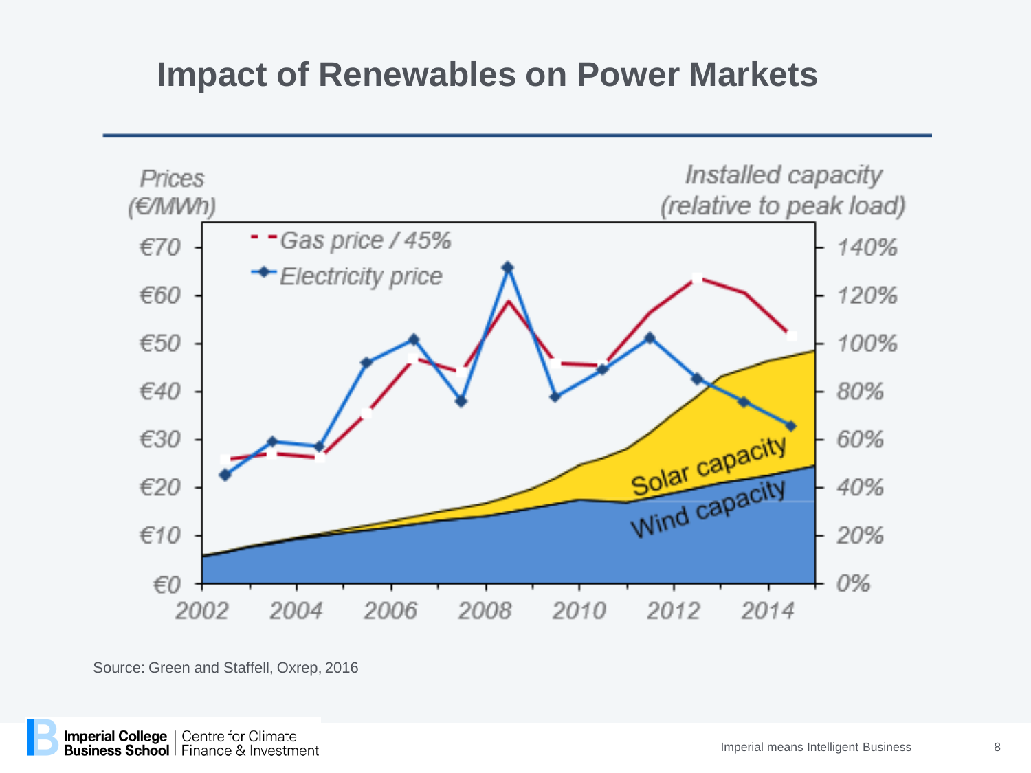# Impact of Renewables on Power Markets

Prices (€/MWh)

Installed capacity (relative to peak load)

- - Gas price / 45%
- Electricity price

Solar capacity

Wind capacity

€70, €60, €50, €40, €30, €20, €10, €0

140%, 120%, 100%, 80%, 60%, 40%, 20%, 0%

2002, 2004, 2006, 2008, 2010, 2012, 2014

Source: Green and Staffell, Oxrep, 2016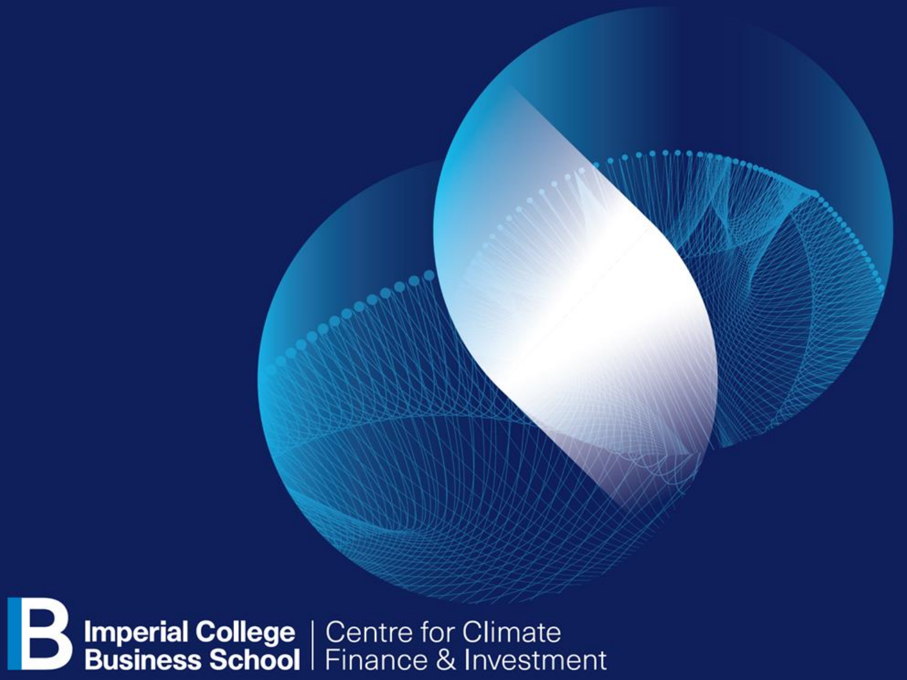Imperial College Business School | Centre for Climate Finance & Investment